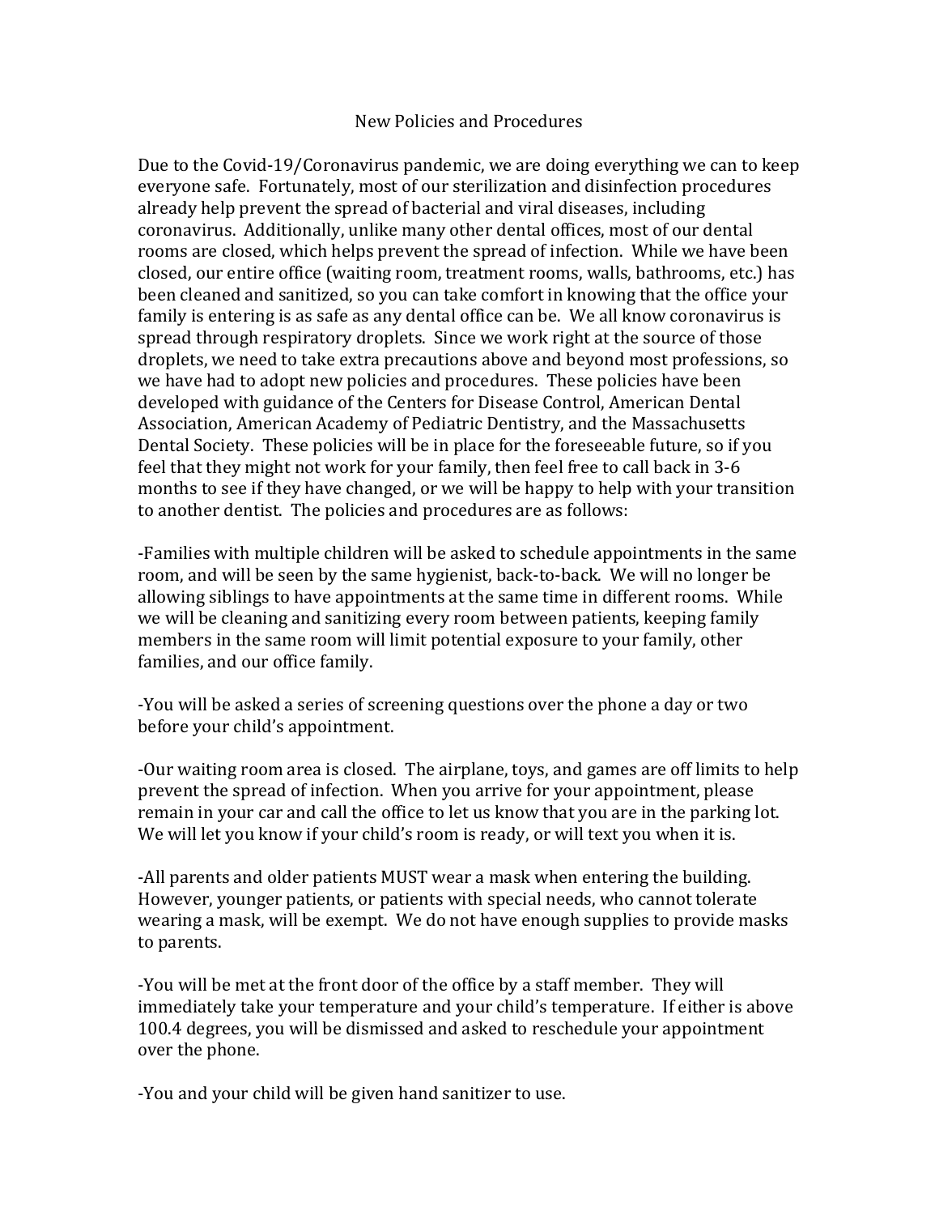# New Policies and Procedures

Due to the Covid-19/Coronavirus pandemic, we are doing everything we can to keep everyone safe. Fortunately, most of our sterilization and disinfection procedures already help prevent the spread of bacterial and viral diseases, including coronavirus. Additionally, unlike many other dental offices, most of our dental rooms are closed, which helps prevent the spread of infection. While we have been closed, our entire office (waiting room, treatment rooms, walls, bathrooms, etc.) has been cleaned and sanitized, so you can take comfort in knowing that the office your family is entering is as safe as any dental office can be. We all know coronavirus is spread through respiratory droplets. Since we work right at the source of those droplets, we need to take extra precautions above and beyond most professions, so we have had to adopt new policies and procedures. These policies have been developed with guidance of the Centers for Disease Control, American Dental Association, American Academy of Pediatric Dentistry, and the Massachusetts Dental Society. These policies will be in place for the foreseeable future, so if you feel that they might not work for your family, then feel free to call back in 3-6 months to see if they have changed, or we will be happy to help with your transition to another dentist. The policies and procedures are as follows:

-Families with multiple children will be asked to schedule appointments in the same room, and will be seen by the same hygienist, back-to-back. We will no longer be allowing siblings to have appointments at the same time in different rooms. While we will be cleaning and sanitizing every room between patients, keeping family members in the same room will limit potential exposure to your family, other families, and our office family.

-You will be asked a series of screening questions over the phone a day or two before your child's appointment.

-Our waiting room area is closed. The airplane, toys, and games are off limits to help prevent the spread of infection. When you arrive for your appointment, please remain in your car and call the office to let us know that you are in the parking lot. We will let you know if your child's room is ready, or will text you when it is.

-All parents and older patients MUST wear a mask when entering the building. However, younger patients, or patients with special needs, who cannot tolerate wearing a mask, will be exempt. We do not have enough supplies to provide masks to parents.

-You will be met at the front door of the office by a staff member. They will immediately take your temperature and your child's temperature. If either is above 100.4 degrees, you will be dismissed and asked to reschedule your appointment over the phone.

-You and your child will be given hand sanitizer to use.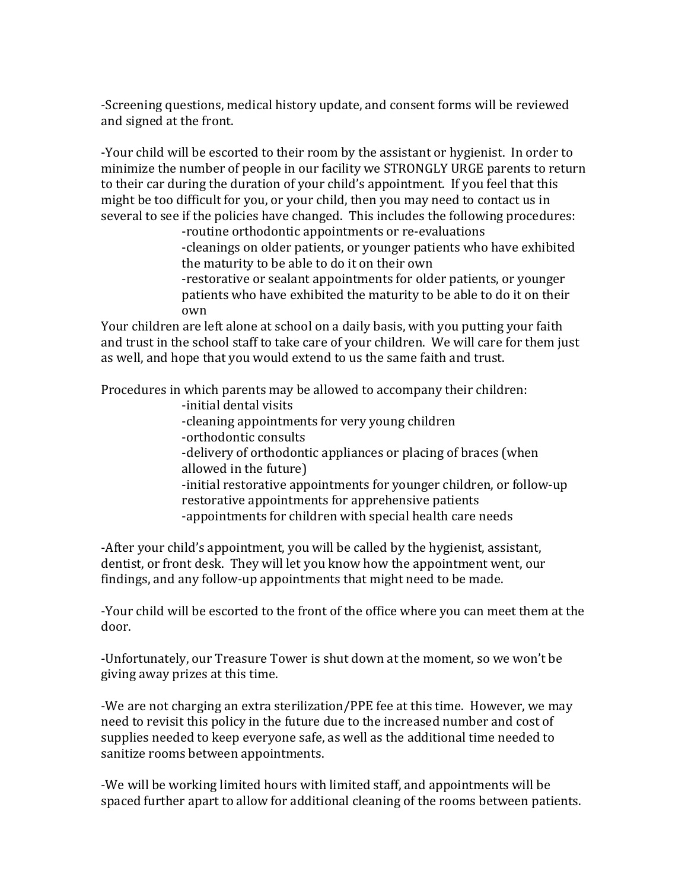-Screening questions, medical history update, and consent forms will be reviewed and signed at the front.

-Your child will be escorted to their room by the assistant or hygienist. In order to minimize the number of people in our facility we STRONGLY URGE parents to return to their car during the duration of your child's appointment. If you feel that this might be too difficult for you, or your child, then you may need to contact us in several to see if the policies have changed. This includes the following procedures:

- -routine orthodontic appointments or re-evaluations
- -cleanings on older patients, or younger patients who have exhibited the maturity to be able to do it on their own
- -restorative or sealant appointments for older patients, or younger patients who have exhibited the maturity to be able to do it on their own

Your children are left alone at school on a daily basis, with you putting your faith and trust in the school staff to take care of your children. We will care for them just as well, and hope that you would extend to us the same faith and trust.

Procedures in which parents may be allowed to accompany their children:

- -initial dental visits
- -cleaning appointments for very young children
- -orthodontic consults
- -delivery of orthodontic appliances or placing of braces (when allowed in the future)
- -initial restorative appointments for younger children, or follow-up restorative appointments for apprehensive patients
- -appointments for children with special health care needs

-After your child's appointment, you will be called by the hygienist, assistant, dentist, or front desk. They will let you know how the appointment went, our findings, and any follow-up appointments that might need to be made.

-Your child will be escorted to the front of the office where you can meet them at the door.

-Unfortunately, our Treasure Tower is shut down at the moment, so we won't be giving away prizes at this time.

-We are not charging an extra sterilization/PPE fee at this time. However, we may need to revisit this policy in the future due to the increased number and cost of supplies needed to keep everyone safe, as well as the additional time needed to sanitize rooms between appointments.

-We will be working limited hours with limited staff, and appointments will be spaced further apart to allow for additional cleaning of the rooms between patients.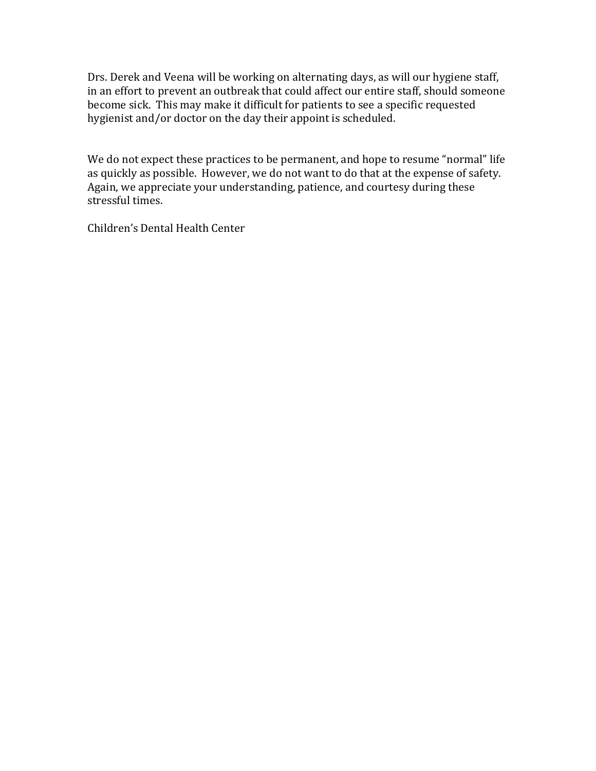Drs. Derek and Veena will be working on alternating days, as will our hygiene staff, in an effort to prevent an outbreak that could affect our entire staff, should someone become sick. This may make it difficult for patients to see a specific requested hygienist and/or doctor on the day their appoint is scheduled.

We do not expect these practices to be permanent, and hope to resume "normal" life as quickly as possible. However, we do not want to do that at the expense of safety. Again, we appreciate your understanding, patience, and courtesy during these stressful times.

Children's Dental Health Center